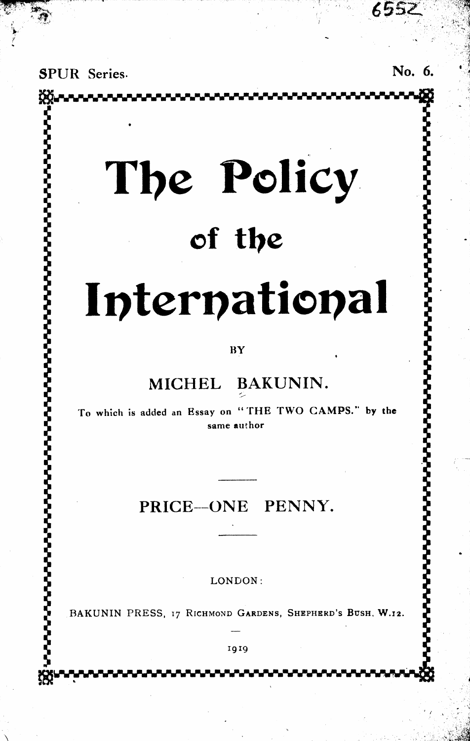6552

SPUR Series. No. 6.

# The Policy of the International

BY

MICHEL BAKUNIN.

To which is added an Essay on "THE TWO CAMPS." by the same author

PRICE—ONE PENNY.

LONDON:

BAKUNIN PRESS, 17 RICHMOND GARDENS, SHEPHERD'S BUSH, W.12.

1919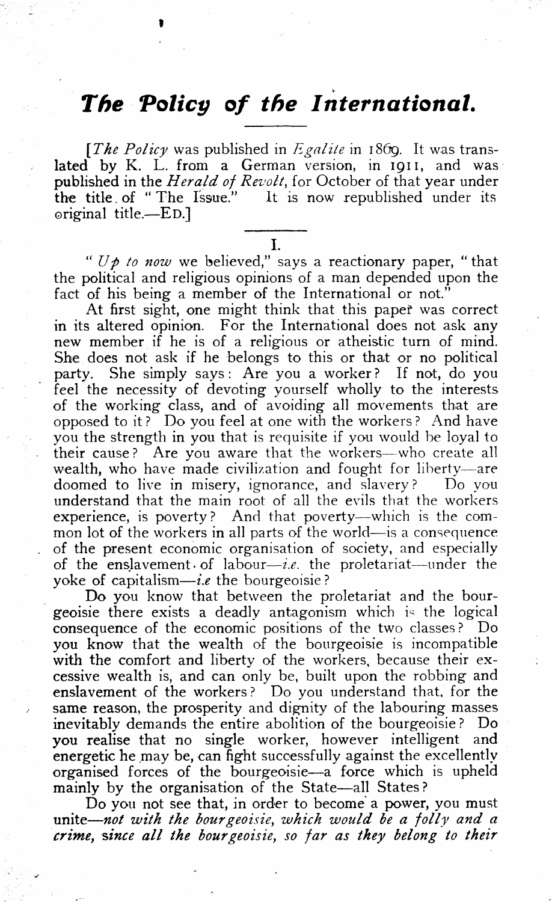# *The Policy of the International.*

[*The Policy* was published in *Egalite* in 1869. It was translated by K. L. from a German version, in 1911, and was published in the *Herald of Revolt*, for October of that year under the title of "The Issue." It is now republished under its original title.—ED.]

I.

"*Up to now* we believed," says a reactionary paper, "that the political and religious opinions of a man depended upon the fact of his being a member of the International or not."

At first sight, one might think that this paper was correct in its altered opinion. For the International does not ask any new member if he is of a religious or atheistic turn of mind. She does not ask if he belongs to this or that or no political party. She simply says: Are you a worker? If not, do you feel the necessity of devoting yourself wholly to the interests of the working class, and of avoiding all movements that are opposed to it? Do you feel at one with the workers? And have you the strength in you that is requisite if you would be loyal to their cause? Are you aware that the workers—who create all wealth, who have made civilization and fought for liberty—are doomed to live in misery, ignorance, and slavery? Do you understand that the main root of all the evils that the workers experience, is poverty? And that poverty—which is the common lot of the workers in all parts of the world—is a consequence of the present economic organisation of society, and especially of the enslavement of labour—*i.e.* the proletariat—under the yoke of capitalism—*i.e* the bourgeoisie?

Do you know that between the proletariat and the bourgeoisie there exists a deadly antagonism which is the logical consequence of the economic positions of the two classes? Do you know that the wealth of the bourgeoisie is incompatible with the comfort and liberty of the workers, because their excessive wealth is, and can only be, built upon the robbing and enslavement of the workers? Do you understand that, for the same reason, the prosperity and dignity of the labouring masses inevitably demands the entire abolition of the bourgeoisie? Do you realise that no single worker, however intelligent and energetic he may be, can fight successfully against the excellently organised forces of the bourgeoisie—a force which is upheld mainly by the organisation of the State—all States?

Do you not see that, in order to become a power, you must unite—*not with the bourgeoisie, which would be a folly and a crime, since all the bourgeoisie, so far as they belong to their*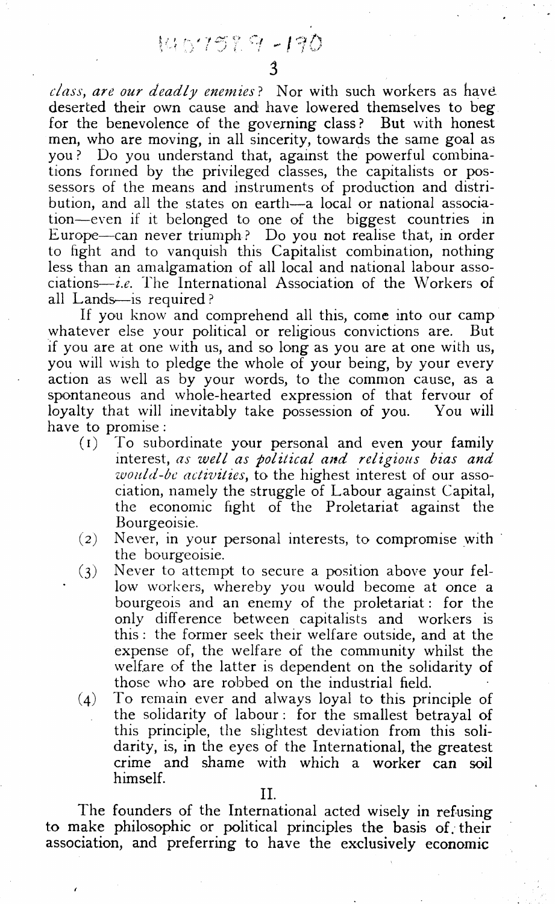*class, are our deadly enemies*? Nor with such workers as have deserted their own cause and have lowered themselves to beg for the benevolence of the governing class? But with honest men, who are moving, in all sincerity, towards the same goal as you? Do you understand that, against the powerful combinations formed by the privileged classes, the capitalists or possessors of the means and instruments of production and distribution, and all the states on earth—a local or national association—even if it belonged to one of the biggest countries in Europe—can never triumph? Do you not realise that, in order to fight and to vanquish this Capitalist combination, nothing less than an amalgamation of all local and national labour associations—*i.e.* The International Association of the Workers of all Lands—is required?

If you know and comprehend all this, come into our camp whatever else your political or religious convictions are. But if you are at one with us, and so long as you are at one with us, you will wish to pledge the whole of your being, by your every action as well as by your words, to the common cause, as a spontaneous and whole-hearted expression of that fervour of loyalty that will inevitably take possession of you. You will have to promise:

1. To subordinate your personal and even your family interest, *as well as political and religious bias and would-be activities*, to the highest interest of our association, namely the struggle of Labour against Capital, the economic fight of the Proletariat against the Bourgeoisie.
2. Never, in your personal interests, to compromise with the bourgeoisie.
3. Never to attempt to secure a position above your fellow workers, whereby you would become at once a bourgeois and an enemy of the proletariat: for the only difference between capitalists and workers is this: the former seek their welfare outside, and at the expense of, the welfare of the community whilst the welfare of the latter is dependent on the solidarity of those who are robbed on the industrial field.
4. To remain ever and always loyal to this principle of the solidarity of labour: for the smallest betrayal of this principle, the slightest deviation from this solidarity, is, in the eyes of the International, the greatest crime and shame with which a worker can soil himself.

## II.

The founders of the International acted wisely in refusing to make philosophic or political principles the basis of their association, and preferring to have the exclusively economic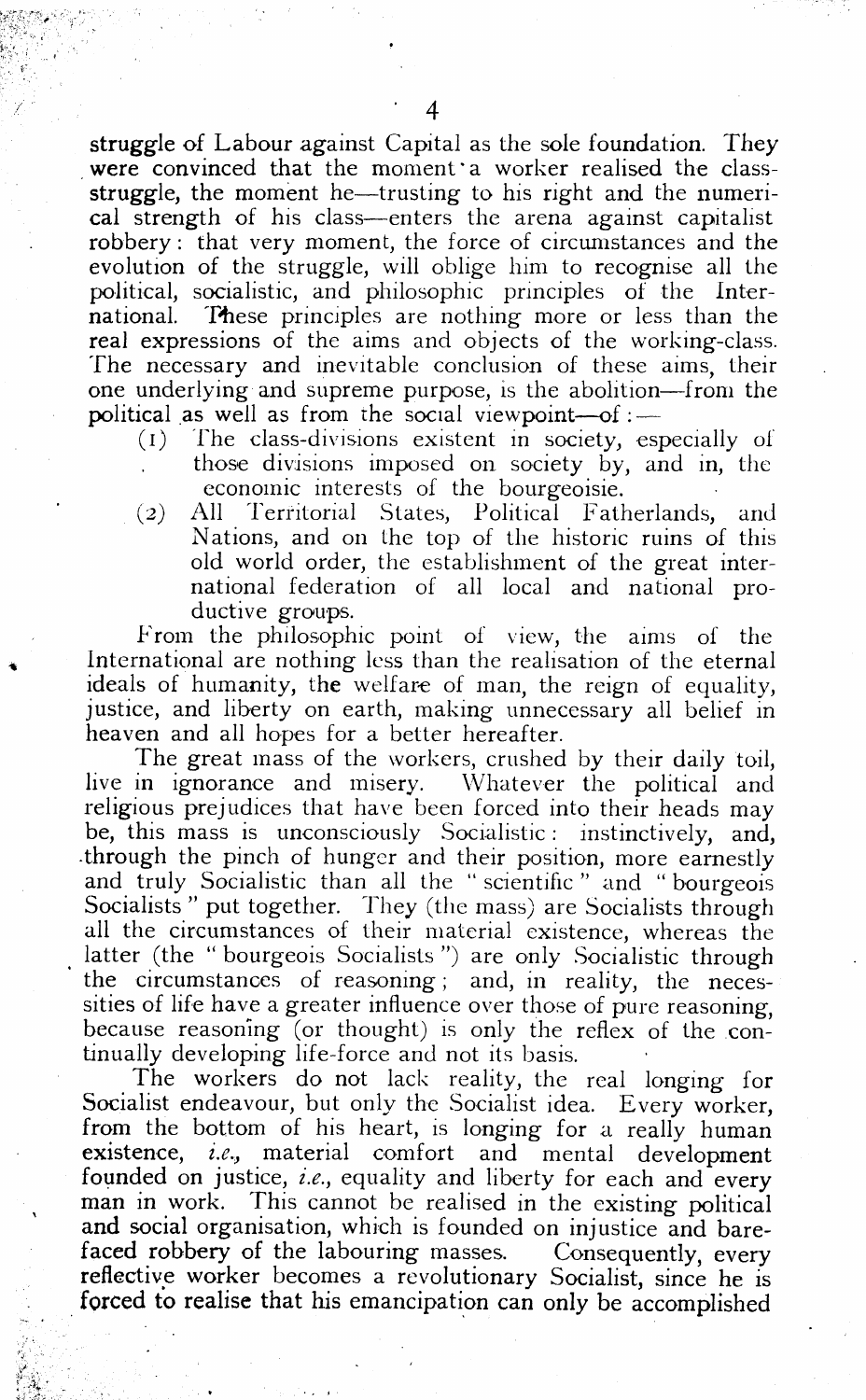struggle of Labour against Capital as the sole foundation. They were convinced that the moment a worker realised the class-struggle, the moment he—trusting to his right and the numerical strength of his class—enters the arena against capitalist robbery: that very moment, the force of circumstances and the evolution of the struggle, will oblige him to recognise all the political, socialistic, and philosophic principles of the International. These principles are nothing more or less than the real expressions of the aims and objects of the working-class. The necessary and inevitable conclusion of these aims, their one underlying and supreme purpose, is the abolition—from the political as well as from the social viewpoint—of:—

(1) The class-divisions existent in society, especially of those divisions imposed on society by, and in, the economic interests of the bourgeoisie.

(2) All Territorial States, Political Fatherlands, and Nations, and on the top of the historic ruins of this old world order, the establishment of the great international federation of all local and national productive groups.

From the philosophic point of view, the aims of the International are nothing less than the realisation of the eternal ideals of humanity, the welfare of man, the reign of equality, justice, and liberty on earth, making unnecessary all belief in heaven and all hopes for a better hereafter.

The great mass of the workers, crushed by their daily toil, live in ignorance and misery. Whatever the political and religious prejudices that have been forced into their heads may be, this mass is unconsciously Socialistic: instinctively, and, through the pinch of hunger and their position, more earnestly and truly Socialistic than all the "scientific" and "bourgeois Socialists" put together. They (the mass) are Socialists through all the circumstances of their material existence, whereas the latter (the "bourgeois Socialists") are only Socialistic through the circumstances of reasoning; and, in reality, the necessities of life have a greater influence over those of pure reasoning, because reasoning (or thought) is only the reflex of the continually developing life-force and not its basis.

The workers do not lack reality, the real longing for Socialist endeavour, but only the Socialist idea. Every worker, from the bottom of his heart, is longing for a really human existence, *i.e.*, material comfort and mental development founded on justice, *i.e.*, equality and liberty for each and every man in work. This cannot be realised in the existing political and social organisation, which is founded on injustice and barefaced robbery of the labouring masses. Consequently, every reflective worker becomes a revolutionary Socialist, since he is forced to realise that his emancipation can only be accomplished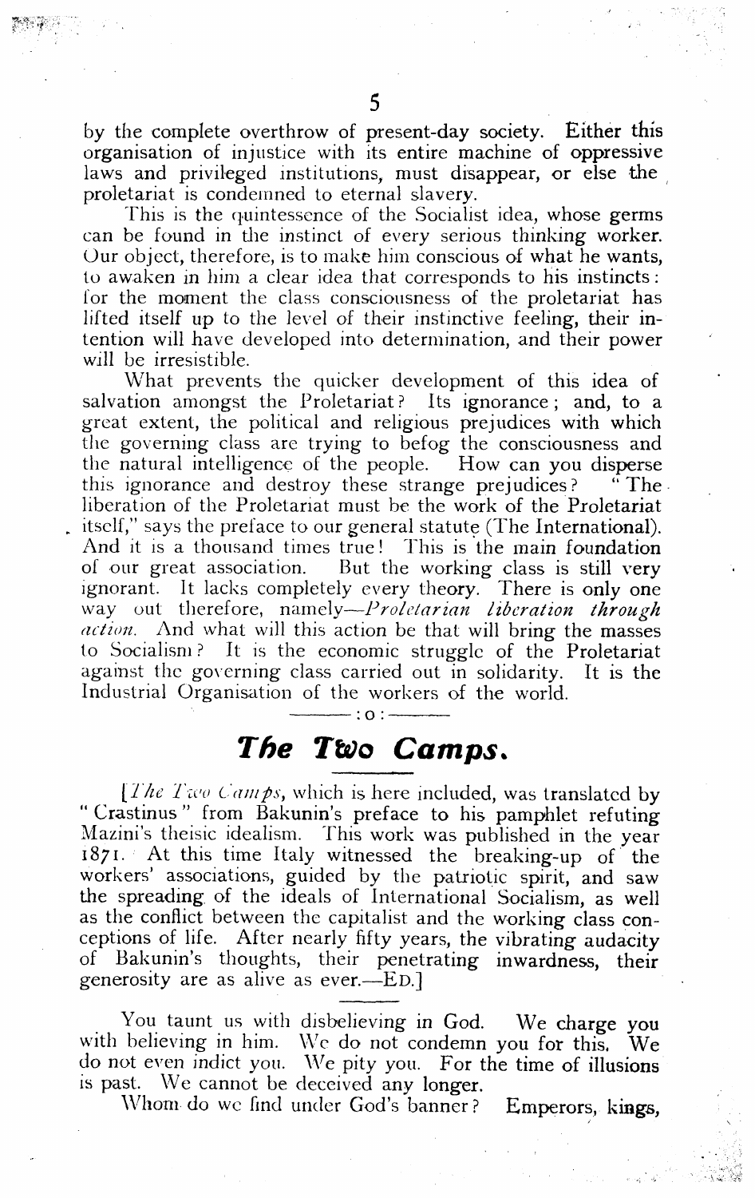by the complete overthrow of present-day society. Either this organisation of injustice with its entire machine of oppressive laws and privileged institutions, must disappear, or else the proletariat is condemned to eternal slavery.

This is the quintessence of the Socialist idea, whose germs can be found in the instinct of every serious thinking worker. Our object, therefore, is to make him conscious of what he wants, to awaken in him a clear idea that corresponds to his instincts: for the moment the class consciousness of the proletariat has lifted itself up to the level of their instinctive feeling, their intention will have developed into determination, and their power will be irresistible.

What prevents the quicker development of this idea of salvation amongst the Proletariat? Its ignorance; and, to a great extent, the political and religious prejudices with which the governing class are trying to befog the consciousness and the natural intelligence of the people. How can you disperse this ignorance and destroy these strange prejudices? "The liberation of the Proletariat must be the work of the Proletariat itself," says the preface to our general statute (The International). And it is a thousand times true! This is the main foundation of our great association. But the working class is still very ignorant. It lacks completely every theory. There is only one way out therefore, namely—*Proletarian liberation through action.* And what will this action be that will bring the masses to Socialism? It is the economic struggle of the Proletariat against the governing class carried out in solidarity. It is the Industrial Organisation of the workers of the world.

———:o:———

## *The Two Camps.*

[*The Two Camps*, which is here included, was translated by "Crastinus" from Bakunin's preface to his pamphlet refuting Mazini's theisic idealism. This work was published in the year 1871. At this time Italy witnessed the breaking-up of the workers' associations, guided by the patriotic spirit, and saw the spreading of the ideals of International Socialism, as well as the conflict between the capitalist and the working class conceptions of life. After nearly fifty years, the vibrating audacity of Bakunin's thoughts, their penetrating inwardness, their generosity are as alive as ever.—ED.]

You taunt us with disbelieving in God. We charge you with believing in him. We do not condemn you for this. We do not even indict you. We pity you. For the time of illusions is past. We cannot be deceived any longer.

Whom do we find under God's banner? Emperors, kings,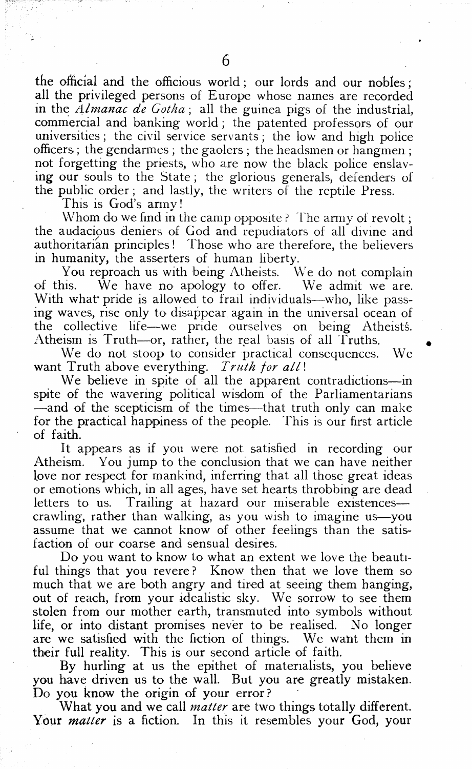the official and the officious world; our lords and our nobles; all the privileged persons of Europe whose names are recorded in the *Almanac de Gotha*; all the guinea pigs of the industrial, commercial and banking world; the patented professors of our universities; the civil service servants; the low and high police officers; the gendarmes; the gaolers; the headsmen or hangmen; not forgetting the priests, who are now the black police enslaving our souls to the State; the glorious generals, defenders of the public order; and lastly, the writers of the reptile Press.

This is God's army!

Whom do we find in the camp opposite? The army of revolt; the audacious deniers of God and repudiators of all divine and authoritarian principles! Those who are therefore, the believers in humanity, the asserters of human liberty.

You reproach us with being Atheists. We do not complain of this. We have no apology to offer. We admit we are. With what pride is allowed to frail individuals—who, like passing waves, rise only to disappear again in the universal ocean of the collective life—we pride ourselves on being Atheists. Atheism is Truth—or, rather, the real basis of all Truths.

We do not stoop to consider practical consequences. We want Truth above everything. *Truth for all*!

We believe in spite of all the apparent contradictions—in spite of the wavering political wisdom of the Parliamentarians—and of the scepticism of the times—that truth only can make for the practical happiness of the people. This is our first article of faith.

It appears as if you were not satisfied in recording our Atheism. You jump to the conclusion that we can have neither love nor respect for mankind, inferring that all those great ideas or emotions which, in all ages, have set hearts throbbing are dead letters to us. Trailing at hazard our miserable existences—crawling, rather than walking, as you wish to imagine us—you assume that we cannot know of other feelings than the satisfaction of our coarse and sensual desires.

Do you want to know to what an extent we love the beautiful things that you revere? Know then that we love them so much that we are both angry and tired at seeing them hanging, out of reach, from your idealistic sky. We sorrow to see them stolen from our mother earth, transmuted into symbols without life, or into distant promises never to be realised. No longer are we satisfied with the fiction of things. We want them in their full reality. This is our second article of faith.

By hurling at us the epithet of materialists, you believe you have driven us to the wall. But you are greatly mistaken. Do you know the origin of your error?

What you and we call *matter* are two things totally different. Your *matter* is a fiction. In this it resembles your God, your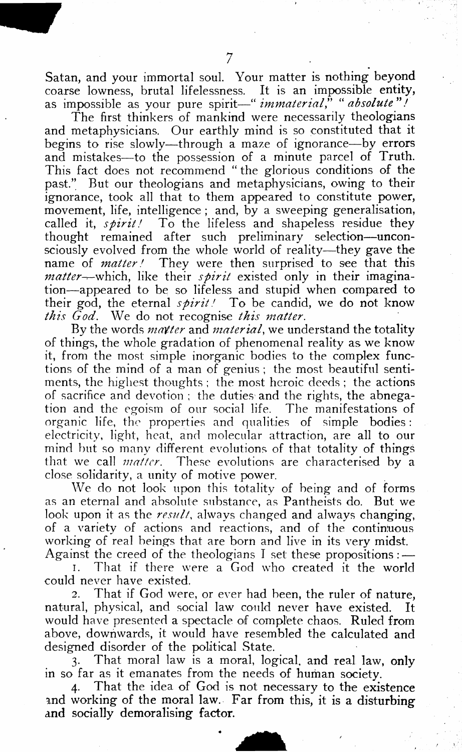Satan, and your immortal soul. Your matter is nothing beyond coarse lowness, brutal lifelessness. It is an impossible entity, as impossible as your pure spirit—"*immaterial*," "*absolute*"!

The first thinkers of mankind were necessarily theologians and metaphysicians. Our earthly mind is so constituted that it begins to rise slowly—through a maze of ignorance—by errors and mistakes—to the possession of a minute parcel of Truth. This fact does not recommend "the glorious conditions of the past." But our theologians and metaphysicians, owing to their ignorance, took all that to them appeared to constitute power, movement, life, intelligence; and, by a sweeping generalisation, called it, *spirit!* To the lifeless and shapeless residue they thought remained after such preliminary selection—unconsciously evolved from the whole world of reality—they gave the name of *matter!* They were then surprised to see that this *matter*—which, like their *spirit* existed only in their imagination—appeared to be so lifeless and stupid when compared to their god, the eternal *spirit!* To be candid, we do not know *this God*. We do not recognise *this matter*.

By the words *matter* and *material*, we understand the totality of things, the whole gradation of phenomenal reality as we know it, from the most simple inorganic bodies to the complex functions of the mind of a man of genius; the most beautiful sentiments, the highest thoughts; the most heroic deeds; the actions of sacrifice and devotion; the duties and the rights, the abnegation and the egoism of our social life. The manifestations of organic life, the properties and qualities of simple bodies: electricity, light, heat, and molecular attraction, are all to our mind but so many different evolutions of that totality of things that we call *matter*. These evolutions are characterised by a close solidarity, a unity of motive power.

We do not look upon this totality of being and of forms as an eternal and absolute substance, as Pantheists do. But we look upon it as the *result*, always changed and always changing, of a variety of actions and reactions, and of the continuous working of real beings that are born and live in its very midst.

Against the creed of the theologians I set these propositions:—

1. That if there were a God who created it the world could never have existed.
2. That if God were, or ever had been, the ruler of nature, natural, physical, and social law could never have existed. It would have presented a spectacle of complete chaos. Ruled from above, downwards, it would have resembled the calculated and designed disorder of the political State.
3. That moral law is a moral, logical, and real law, only in so far as it emanates from the needs of human society.
4. That the idea of God is not necessary to the existence and working of the moral law. Far from this, it is a disturbing and socially demoralising factor.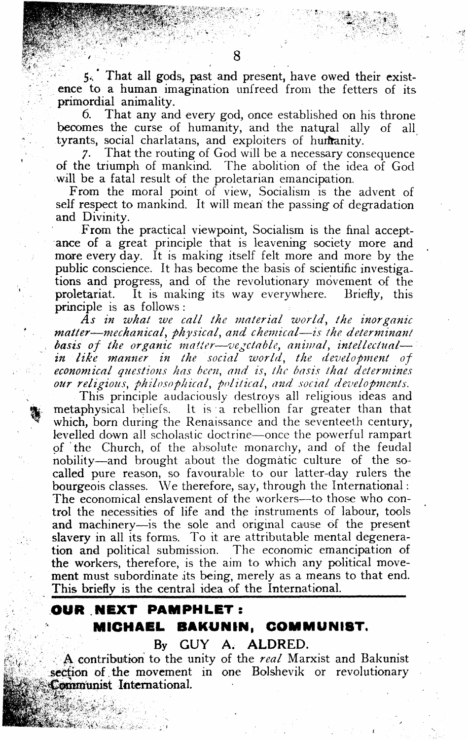5. That all gods, past and present, have owed their existence to a human imagination unfreed from the fetters of its primordial animality.

6. That any and every god, once established on his throne becomes the curse of humanity, and the natural ally of all tyrants, social charlatans, and exploiters of humanity.

7. That the routing of God will be a necessary consequence of the triumph of mankind. The abolition of the idea of God will be a fatal result of the proletarian emancipation.

From the moral point of view, Socialism is the advent of self respect to mankind. It will mean the passing of degradation and Divinity.

From the practical viewpoint, Socialism is the final acceptance of a great principle that is leavening society more and more every day. It is making itself felt more and more by the public conscience. It has become the basis of scientific investigations and progress, and of the revolutionary movement of the proletariat. It is making its way everywhere. Briefly, this principle is as follows:

*As in what we call the material world, the inorganic matter—mechanical, physical, and chemical—is the determinant basis of the organic matter—vegetable, animal, intellectual—in like manner in the social world, the development of economical questions has been, and is, the basis that determines our religious, philosophical, political, and social developments.*

This principle audaciously destroys all religious ideas and metaphysical beliefs. It is a rebellion far greater than that which, born during the Renaissance and the seventeeth century, levelled down all scholastic doctrine—once the powerful rampart of the Church, of the absolute monarchy, and of the feudal nobility—and brought about the dogmatic culture of the so-called pure reason, so favourable to our latter-day rulers the bourgeois classes. We therefore, say, through the International: The economical enslavement of the workers—to those who control the necessities of life and the instruments of labour, tools and machinery—is the sole and original cause of the present slavery in all its forms. To it are attributable mental degeneration and political submission. The economic emancipation of the workers, therefore, is the aim to which any political movement must subordinate its being, merely as a means to that end. This briefly is the central idea of the International.

---

## OUR NEXT PAMPHLET:
## MICHAEL BAKUNIN, COMMUNIST.

By GUY A. ALDRED.

A contribution to the unity of the *real* Marxist and Bakunist section of the movement in one Bolshevik or revolutionary Communist International.